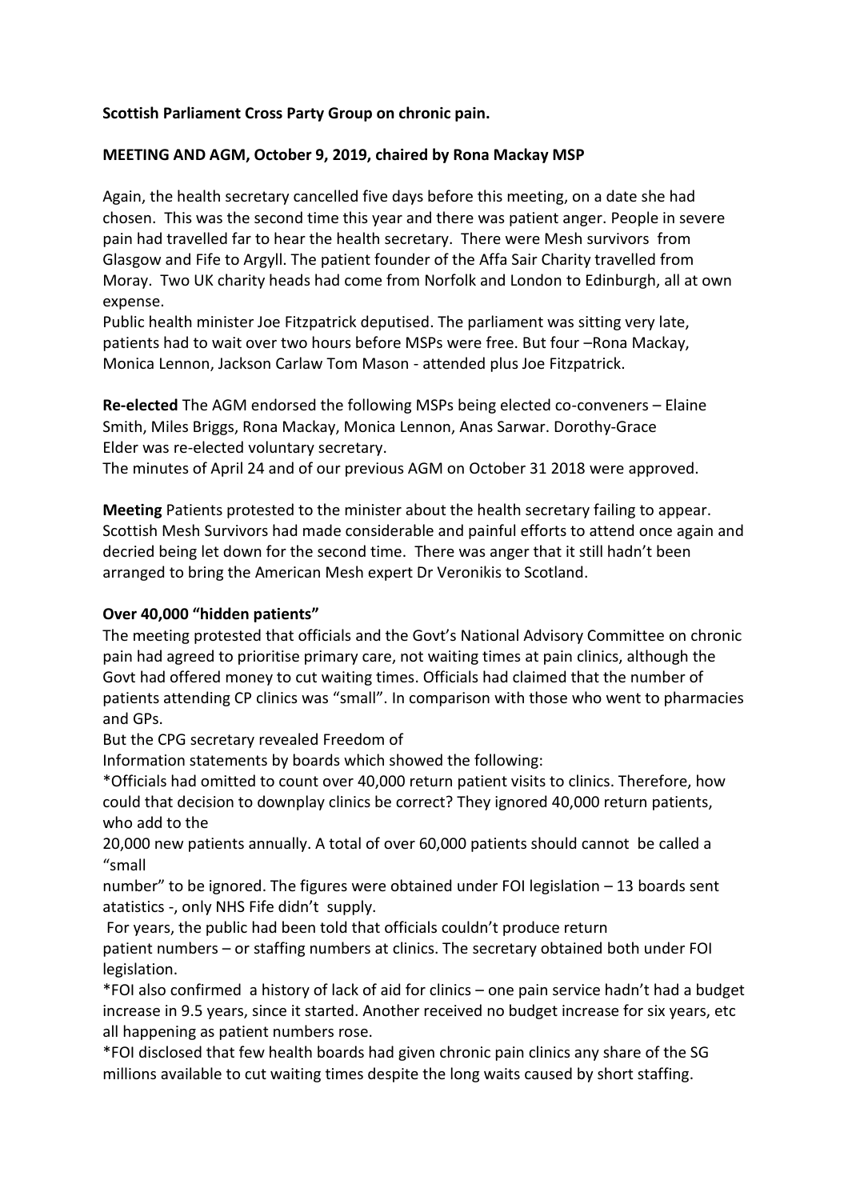**Scottish Parliament Cross Party Group on chronic pain.**

**MEETING AND AGM, October 9, 2019, chaired by Rona Mackay MSP**

Again, the health secretary cancelled five days before this meeting, on a date she had chosen. This was the second time this year and there was patient anger. People in severe pain had travelled far to hear the health secretary. There were Mesh survivors from Glasgow and Fife to Argyll. The patient founder of the Affa Sair Charity travelled from Moray. Two UK charity heads had come from Norfolk and London to Edinburgh, all at own expense.

Public health minister Joe Fitzpatrick deputised. The parliament was sitting very late, patients had to wait over two hours before MSPs were free. But four –Rona Mackay, Monica Lennon, Jackson Carlaw Tom Mason - attended plus Joe Fitzpatrick.

**Re-elected** The AGM endorsed the following MSPs being elected co-conveners – Elaine Smith, Miles Briggs, Rona Mackay, Monica Lennon, Anas Sarwar. Dorothy-Grace Elder was re-elected voluntary secretary.

The minutes of April 24 and of our previous AGM on October 31 2018 were approved.

**Meeting** Patients protested to the minister about the health secretary failing to appear. Scottish Mesh Survivors had made considerable and painful efforts to attend once again and decried being let down for the second time. There was anger that it still hadn't been arranged to bring the American Mesh expert Dr Veronikis to Scotland.

**Over 40,000 "hidden patients"**

The meeting protested that officials and the Govt's National Advisory Committee on chronic pain had agreed to prioritise primary care, not waiting times at pain clinics, although the Govt had offered money to cut waiting times. Officials had claimed that the number of patients attending CP clinics was "small". In comparison with those who went to pharmacies and GPs.

But the CPG secretary revealed Freedom of Information statements by boards which showed the following:

*Officials had omitted to count over 40,000 return patient visits to clinics. Therefore, how could that decision to downplay clinics be correct? They ignored 40,000 return patients, who add to the 20,000 new patients annually. A total of over 60,000 patients should cannot be called a "small number" to be ignored. The figures were obtained under FOI legislation – 13 boards sent atatistics -, only NHS Fife didn't supply.

For years, the public had been told that officials couldn't produce return patient numbers – or staffing numbers at clinics. The secretary obtained both under FOI legislation.

*FOI also confirmed a history of lack of aid for clinics – one pain service hadn't had a budget increase in 9.5 years, since it started. Another received no budget increase for six years, etc all happening as patient numbers rose.

*FOI disclosed that few health boards had given chronic pain clinics any share of the SG millions available to cut waiting times despite the long waits caused by short staffing.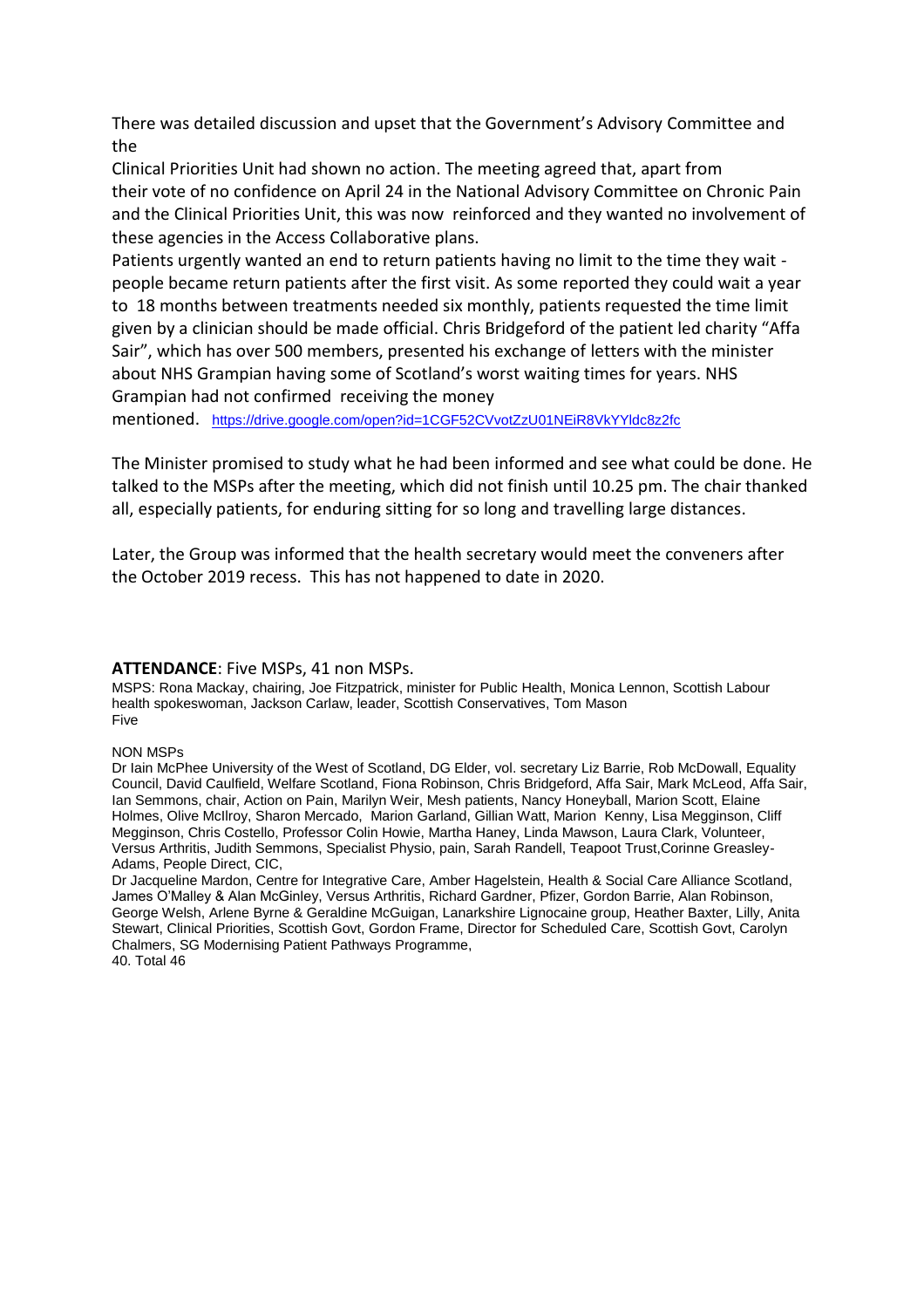There was detailed discussion and upset that the Government's Advisory Committee and the
Clinical Priorities Unit had shown no action. The meeting agreed that, apart from their vote of no confidence on April 24 in the National Advisory Committee on Chronic Pain and the Clinical Priorities Unit, this was now reinforced and they wanted no involvement of these agencies in the Access Collaborative plans.
Patients urgently wanted an end to return patients having no limit to the time they wait - people became return patients after the first visit. As some reported they could wait a year to 18 months between treatments needed six monthly, patients requested the time limit given by a clinician should be made official. Chris Bridgeford of the patient led charity "Affa Sair", which has over 500 members, presented his exchange of letters with the minister about NHS Grampian having some of Scotland's worst waiting times for years. NHS Grampian had not confirmed receiving the money mentioned. https://drive.google.com/open?id=1CGF52CVvotZzU01NEiR8VkYYldc8z2fc

The Minister promised to study what he had been informed and see what could be done. He talked to the MSPs after the meeting, which did not finish until 10.25 pm. The chair thanked all, especially patients, for enduring sitting for so long and travelling large distances.

Later, the Group was informed that the health secretary would meet the conveners after the October 2019 recess. This has not happened to date in 2020.

**ATTENDANCE**: Five MSPs, 41 non MSPs.

MSPS: Rona Mackay, chairing, Joe Fitzpatrick, minister for Public Health, Monica Lennon, Scottish Labour health spokeswoman, Jackson Carlaw, leader, Scottish Conservatives, Tom Mason
Five

NON MSPs
Dr Iain McPhee University of the West of Scotland, DG Elder, vol. secretary Liz Barrie, Rob McDowall, Equality Council, David Caulfield, Welfare Scotland, Fiona Robinson, Chris Bridgeford, Affa Sair, Mark McLeod, Affa Sair, Ian Semmons, chair, Action on Pain, Marilyn Weir, Mesh patients, Nancy Honeyball, Marion Scott, Elaine Holmes, Olive McIlroy, Sharon Mercado, Marion Garland, Gillian Watt, Marion Kenny, Lisa Megginson, Cliff Megginson, Chris Costello, Professor Colin Howie, Martha Haney, Linda Mawson, Laura Clark, Volunteer, Versus Arthritis, Judith Semmons, Specialist Physio, pain, Sarah Randell, Teapoot Trust,Corinne Greasley-Adams, People Direct, CIC,
Dr Jacqueline Mardon, Centre for Integrative Care, Amber Hagelstein, Health & Social Care Alliance Scotland, James O'Malley & Alan McGinley, Versus Arthritis, Richard Gardner, Pfizer, Gordon Barrie, Alan Robinson, George Welsh, Arlene Byrne & Geraldine McGuigan, Lanarkshire Lignocaine group, Heather Baxter, Lilly, Anita Stewart, Clinical Priorities, Scottish Govt, Gordon Frame, Director for Scheduled Care, Scottish Govt, Carolyn Chalmers, SG Modernising Patient Pathways Programme,
40. Total 46